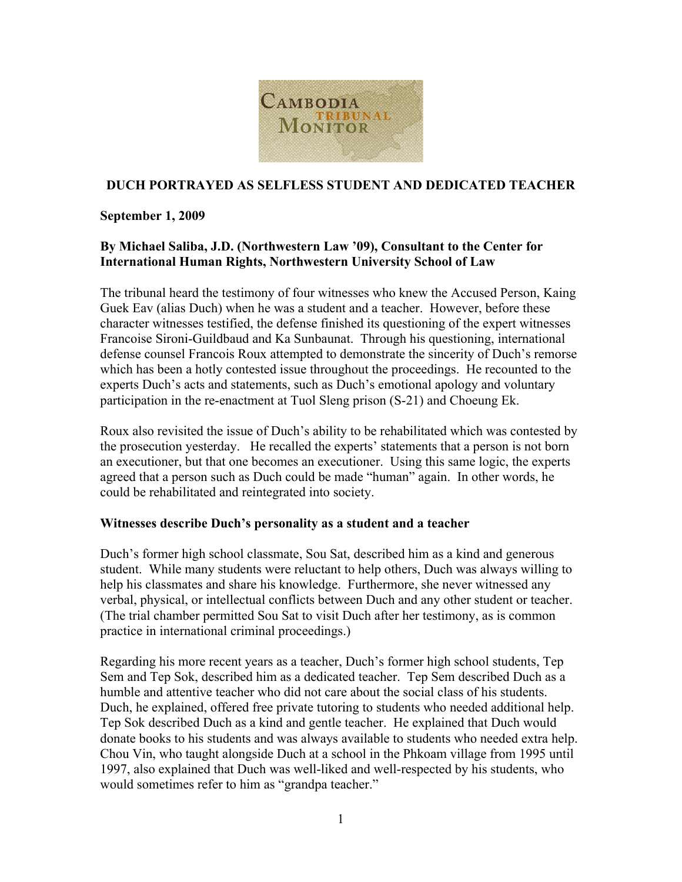# DUCH PORTRAYED AS SELFLESS STUDENT AND DEDICATED TEACHER

**September 1, 2009**

**By Michael Saliba, J.D. (Northwestern Law '09), Consultant to the Center for International Human Rights, Northwestern University School of Law**

The tribunal heard the testimony of four witnesses who knew the Accused Person, Kaing Guek Eav (alias Duch) when he was a student and a teacher. However, before these character witnesses testified, the defense finished its questioning of the expert witnesses Francoise Sironi-Guildbaud and Ka Sunbaunat. Through his questioning, international defense counsel Francois Roux attempted to demonstrate the sincerity of Duch's remorse which has been a hotly contested issue throughout the proceedings. He recounted to the experts Duch's acts and statements, such as Duch's emotional apology and voluntary participation in the re-enactment at Tuol Sleng prison (S-21) and Choeung Ek.

Roux also revisited the issue of Duch's ability to be rehabilitated which was contested by the prosecution yesterday. He recalled the experts' statements that a person is not born an executioner, but that one becomes an executioner. Using this same logic, the experts agreed that a person such as Duch could be made "human" again. In other words, he could be rehabilitated and reintegrated into society.

## Witnesses describe Duch's personality as a student and a teacher

Duch's former high school classmate, Sou Sat, described him as a kind and generous student. While many students were reluctant to help others, Duch was always willing to help his classmates and share his knowledge. Furthermore, she never witnessed any verbal, physical, or intellectual conflicts between Duch and any other student or teacher. (The trial chamber permitted Sou Sat to visit Duch after her testimony, as is common practice in international criminal proceedings.)

Regarding his more recent years as a teacher, Duch's former high school students, Tep Sem and Tep Sok, described him as a dedicated teacher. Tep Sem described Duch as a humble and attentive teacher who did not care about the social class of his students. Duch, he explained, offered free private tutoring to students who needed additional help. Tep Sok described Duch as a kind and gentle teacher. He explained that Duch would donate books to his students and was always available to students who needed extra help. Chou Vin, who taught alongside Duch at a school in the Phkoam village from 1995 until 1997, also explained that Duch was well-liked and well-respected by his students, who would sometimes refer to him as "grandpa teacher."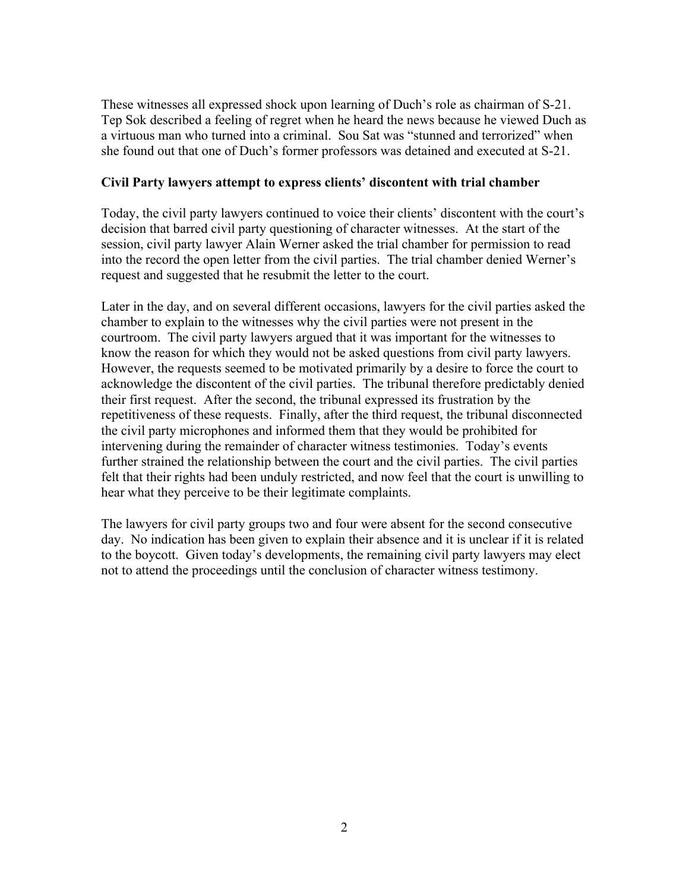These witnesses all expressed shock upon learning of Duch's role as chairman of S-21. Tep Sok described a feeling of regret when he heard the news because he viewed Duch as a virtuous man who turned into a criminal. Sou Sat was "stunned and terrorized" when she found out that one of Duch's former professors was detained and executed at S-21.

**Civil Party lawyers attempt to express clients' discontent with trial chamber**

Today, the civil party lawyers continued to voice their clients' discontent with the court's decision that barred civil party questioning of character witnesses. At the start of the session, civil party lawyer Alain Werner asked the trial chamber for permission to read into the record the open letter from the civil parties. The trial chamber denied Werner's request and suggested that he resubmit the letter to the court.

Later in the day, and on several different occasions, lawyers for the civil parties asked the chamber to explain to the witnesses why the civil parties were not present in the courtroom. The civil party lawyers argued that it was important for the witnesses to know the reason for which they would not be asked questions from civil party lawyers. However, the requests seemed to be motivated primarily by a desire to force the court to acknowledge the discontent of the civil parties. The tribunal therefore predictably denied their first request. After the second, the tribunal expressed its frustration by the repetitiveness of these requests. Finally, after the third request, the tribunal disconnected the civil party microphones and informed them that they would be prohibited for intervening during the remainder of character witness testimonies. Today's events further strained the relationship between the court and the civil parties. The civil parties felt that their rights had been unduly restricted, and now feel that the court is unwilling to hear what they perceive to be their legitimate complaints.

The lawyers for civil party groups two and four were absent for the second consecutive day. No indication has been given to explain their absence and it is unclear if it is related to the boycott. Given today's developments, the remaining civil party lawyers may elect not to attend the proceedings until the conclusion of character witness testimony.